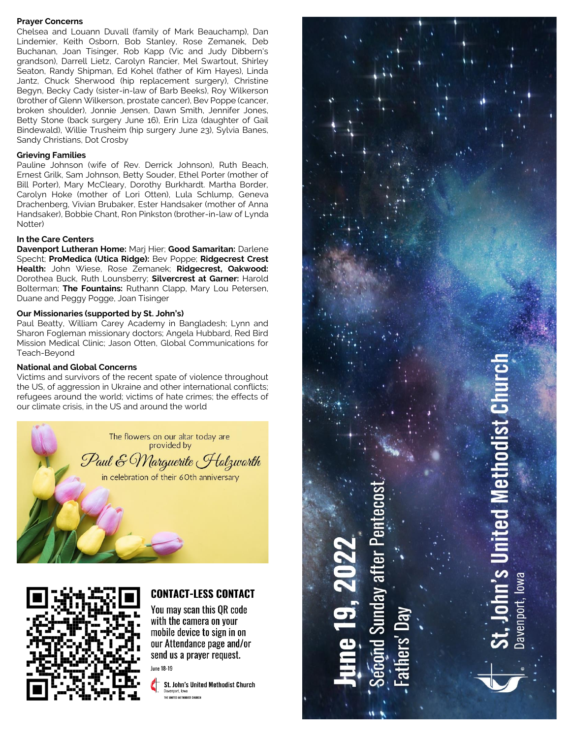**Prayer Concerns**

Chelsea and Louann Duvall (family of Mark Beauchamp), Dan Lindemier, Keith Osborn, Bob Stanley, Rose Zemanek, Deb Buchanan, Joan Tisinger, Rob Kapp (Vic and Judy Dibbern's grandson), Darrell Lietz, Carolyn Rancier, Mel Swartout, Shirley Seaton, Randy Shipman, Ed Kohel (father of Kim Hayes), Linda Jantz, Chuck Sherwood (hip replacement surgery), Christine Begyn, Becky Cady (sister-in-law of Barb Beeks), Roy Wilkerson (brother of Glenn Wilkerson, prostate cancer), Bev Poppe (cancer, broken shoulder), Jonnie Jensen, Dawn Smith, Jennifer Jones, Betty Stone (back surgery June 16), Erin Liza (daughter of Gail Bindewald), Willie Trusheim (hip surgery June 23), Sylvia Banes, Sandy Christians, Dot Crosby

**Grieving Families**

Pauline Johnson (wife of Rev. Derrick Johnson), Ruth Beach, Ernest Grilk, Sam Johnson, Betty Souder, Ethel Porter (mother of Bill Porter), Mary McCleary, Dorothy Burkhardt. Martha Border, Carolyn Hoke (mother of Lori Otten), Lula Schlump, Geneva Drachenberg, Vivian Brubaker, Ester Handsaker (mother of Anna Handsaker), Bobbie Chant, Ron Pinkston (brother-in-law of Lynda Notter)

**In the Care Centers**

**Davenport Lutheran Home:** Marj Hier; **Good Samaritan:** Darlene Specht; **ProMedica (Utica Ridge):** Bev Poppe; **Ridgecrest Crest Health:** John Wiese, Rose Zemanek; **Ridgecrest, Oakwood:** Dorothea Buck, Ruth Lounsberry; **Silvercrest at Garner:** Harold Bolterman; **The Fountains:** Ruthann Clapp, Mary Lou Petersen, Duane and Peggy Pogge, Joan Tisinger

**Our Missionaries (supported by St. John's)**

Paul Beatty, William Carey Academy in Bangladesh; Lynn and Sharon Fogleman missionary doctors; Angela Hubbard, Red Bird Mission Medical Clinic; Jason Otten, Global Communications for Teach-Beyond

**National and Global Concerns**

Victims and survivors of the recent spate of violence throughout the US, of aggression in Ukraine and other international conflicts; refugees around the world; victims of hate crimes; the effects of our climate crisis, in the US and around the world

The flowers on our altar today are provided by
*Paul & Marguerite Holzworth*
in celebration of their 60th anniversary

## CONTACT-LESS CONTACT

You may scan this QR code with the camera on your mobile device to sign in on our Attendance page and/or send us a prayer request.

June 18-19

St. John's United Methodist Church
Davenport, Iowa
THE UNITED METHODIST CHURCH

# June 19, 2022

Second Sunday after Pentecost
Fathers' Day

# St. John's United Methodist Church

Davenport, Iowa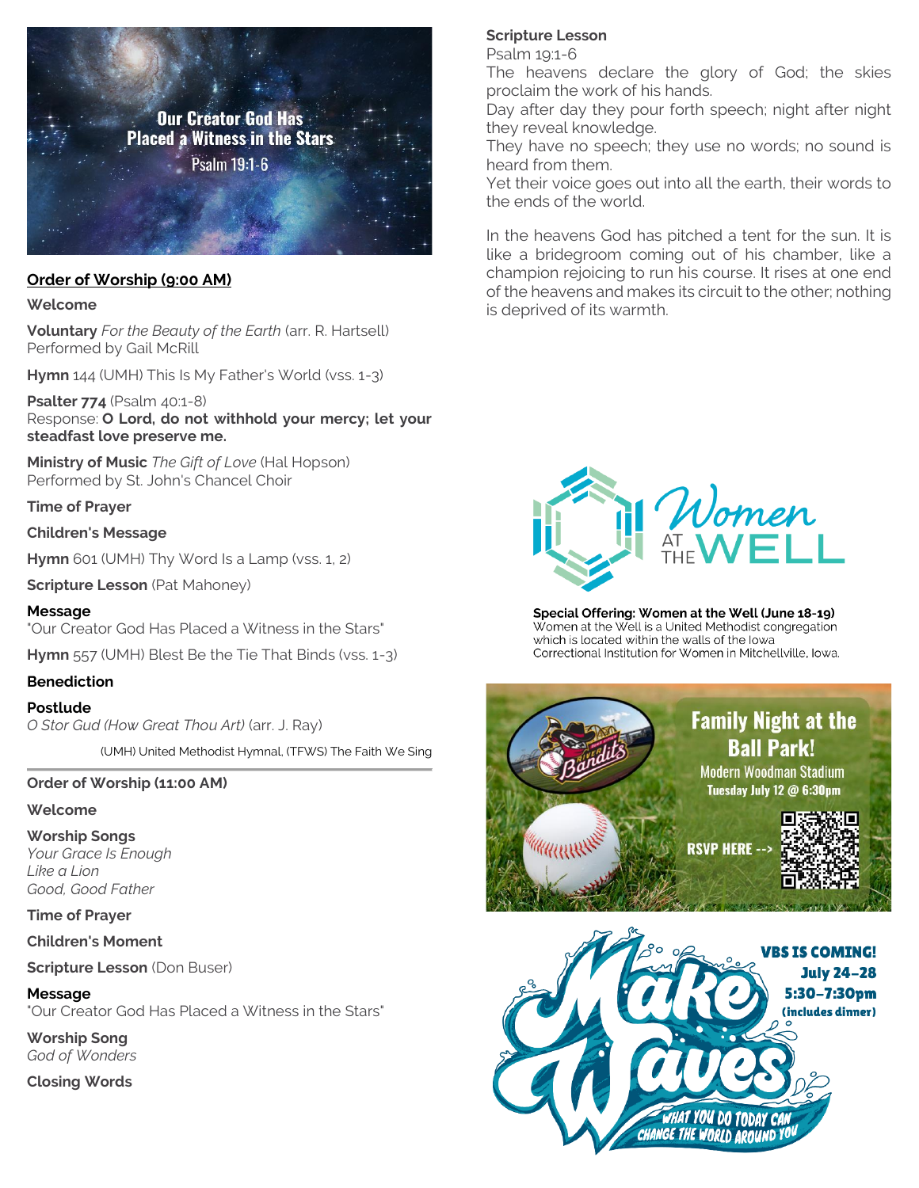Our Creator God Has Placed a Witness in the Stars

Psalm 19:1-6

## Order of Worship (9:00 AM)

**Welcome**

**Voluntary** *For the Beauty of the Earth* (arr. R. Hartsell)
Performed by Gail McRill

**Hymn** 144 (UMH) This Is My Father's World (vss. 1-3)

**Psalter 774** (Psalm 40:1-8)
Response: **O Lord, do not withhold your mercy; let your steadfast love preserve me.**

**Ministry of Music** *The Gift of Love* (Hal Hopson)
Performed by St. John's Chancel Choir

**Time of Prayer**

**Children's Message**

**Hymn** 601 (UMH) Thy Word Is a Lamp (vss. 1, 2)

**Scripture Lesson** (Pat Mahoney)

**Message**
"Our Creator God Has Placed a Witness in the Stars"

**Hymn** 557 (UMH) Blest Be the Tie That Binds (vss. 1-3)

**Benediction**

**Postlude**
*O Stor Gud (How Great Thou Art)* (arr. J. Ray)

(UMH) United Methodist Hymnal, (TFWS) The Faith We Sing

## Order of Worship (11:00 AM)

**Welcome**

**Worship Songs**
*Your Grace Is Enough*
*Like a Lion*
*Good, Good Father*

**Time of Prayer**

**Children's Moment**

**Scripture Lesson** (Don Buser)

**Message**
"Our Creator God Has Placed a Witness in the Stars"

**Worship Song**
*God of Wonders*

**Closing Words**

## Scripture Lesson

Psalm 19:1-6

The heavens declare the glory of God; the skies proclaim the work of his hands.
Day after day they pour forth speech; night after night they reveal knowledge.
They have no speech; they use no words; no sound is heard from them.
Yet their voice goes out into all the earth, their words to the ends of the world.

In the heavens God has pitched a tent for the sun. It is like a bridegroom coming out of his chamber, like a champion rejoicing to run his course. It rises at one end of the heavens and makes its circuit to the other; nothing is deprived of its warmth.

Women AT THE WELL

**Special Offering: Women at the Well (June 18-19)**
Women at the Well is a United Methodist congregation which is located within the walls of the Iowa Correctional Institution for Women in Mitchellville, Iowa.

**Family Night at the Ball Park!**
Modern Woodman Stadium
Tuesday July 12 @ 6:30pm
RSVP HERE -->

Make Waves
WHAT YOU DO TODAY CAN CHANGE THE WORLD AROUND YOU

**VBS IS COMING!**
July 24-28
5:30-7:30pm
(includes dinner)